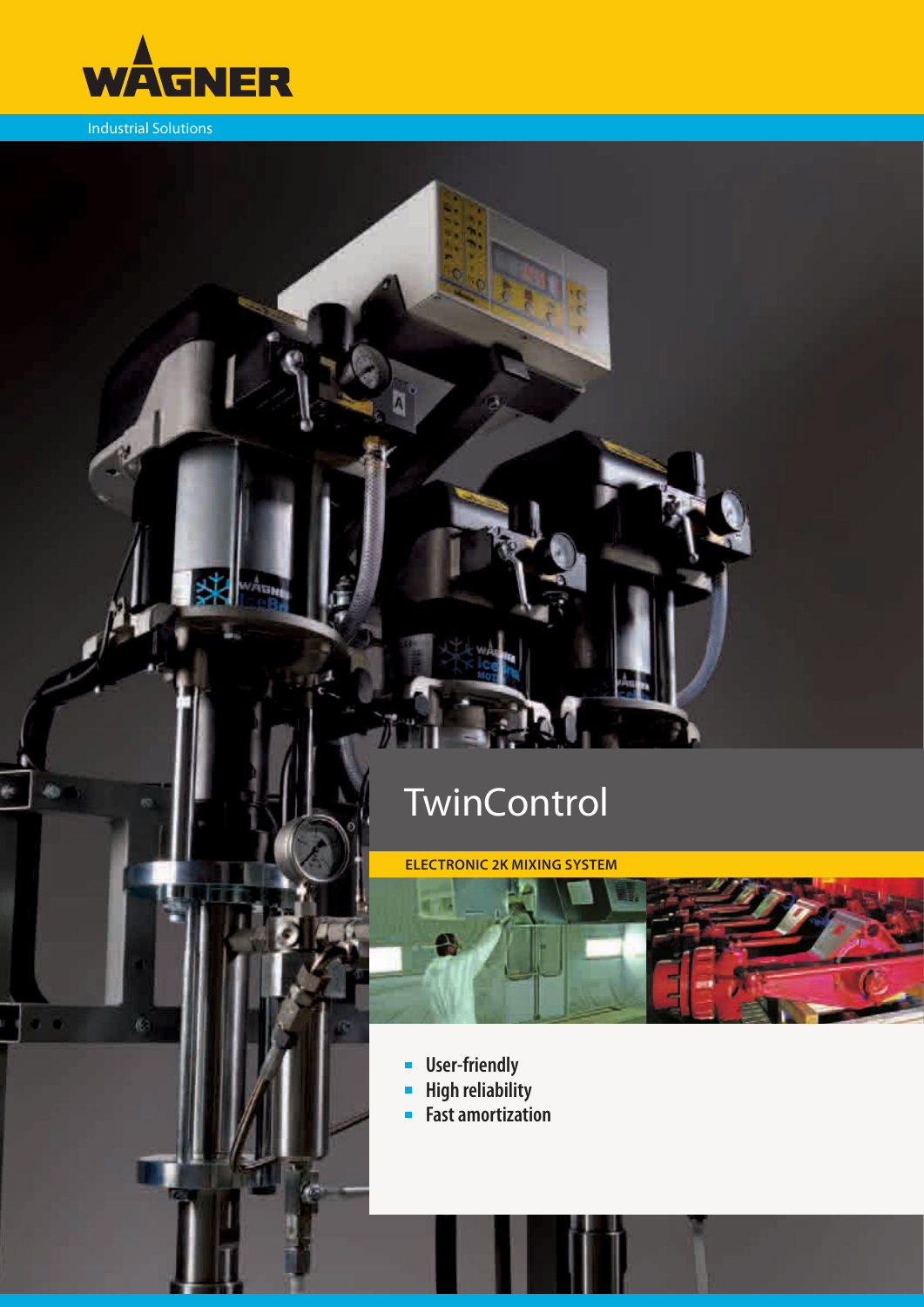WAGNER

Industrial Solutions

# TwinControl

ELECTRONIC 2K MIXING SYSTEM

- **User-friendly**
- **High reliability**
- **Fast amortization**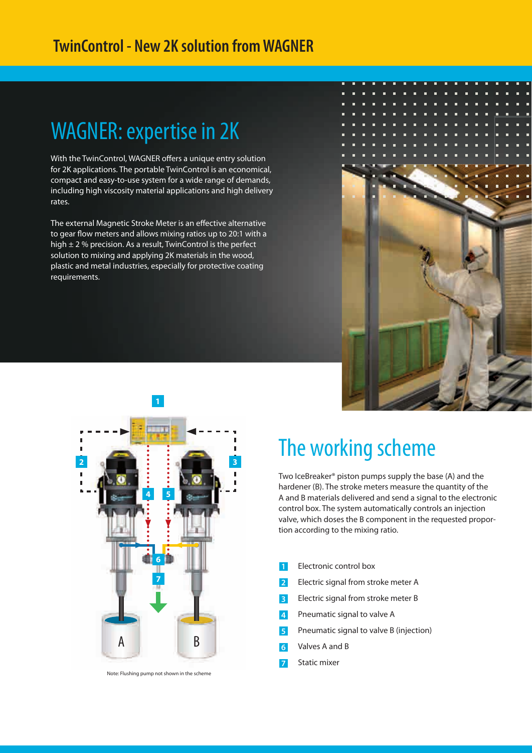# TwinControl - New 2K solution from WAGNER

## WAGNER: expertise in 2K

With the TwinControl, WAGNER offers a unique entry solution for 2K applications. The portable TwinControl is an economical, compact and easy-to-use system for a wide range of demands, including high viscosity material applications and high delivery rates.

The external Magnetic Stroke Meter is an effective alternative to gear flow meters and allows mixing ratios up to 20:1 with a high ± 2 % precision. As a result, TwinControl is the perfect solution to mixing and applying 2K materials in the wood, plastic and metal industries, especially for protective coating requirements.

Note: Flushing pump not shown in the scheme

## The working scheme

Two IceBreaker® piston pumps supply the base (A) and the hardener (B). The stroke meters measure the quantity of the A and B materials delivered and send a signal to the electronic control box. The system automatically controls an injection valve, which doses the B component in the requested proportion according to the mixing ratio.

1. Electronic control box
2. Electric signal from stroke meter A
3. Electric signal from stroke meter B
4. Pneumatic signal to valve A
5. Pneumatic signal to valve B (injection)
6. Valves A and B
7. Static mixer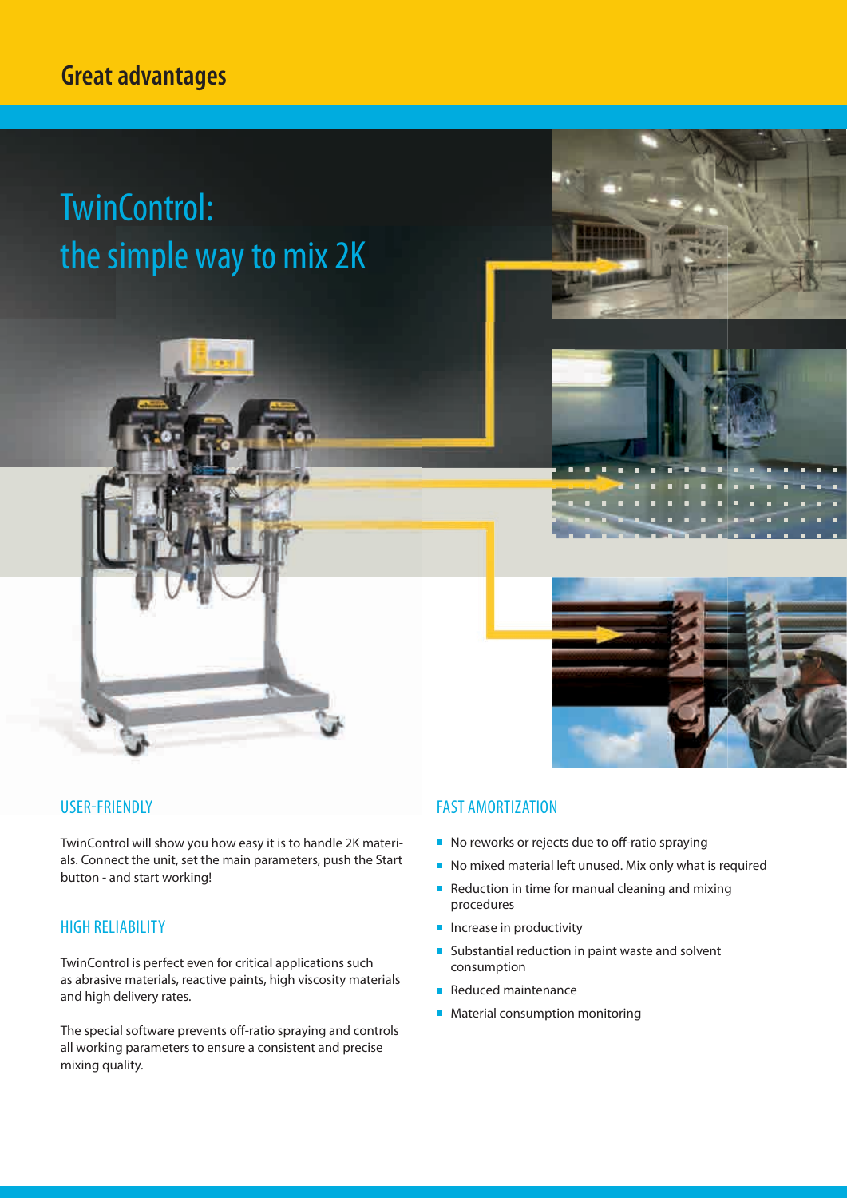# Great advantages

## TwinControl: the simple way to mix 2K

### USER-FRIENDLY

TwinControl will show you how easy it is to handle 2K materials. Connect the unit, set the main parameters, push the Start button - and start working!

### HIGH RELIABILITY

TwinControl is perfect even for critical applications such as abrasive materials, reactive paints, high viscosity materials and high delivery rates.

The special software prevents off-ratio spraying and controls all working parameters to ensure a consistent and precise mixing quality.

### FAST AMORTIZATION

- No reworks or rejects due to off-ratio spraying
- No mixed material left unused. Mix only what is required
- Reduction in time for manual cleaning and mixing procedures
- Increase in productivity
- Substantial reduction in paint waste and solvent consumption
- Reduced maintenance
- Material consumption monitoring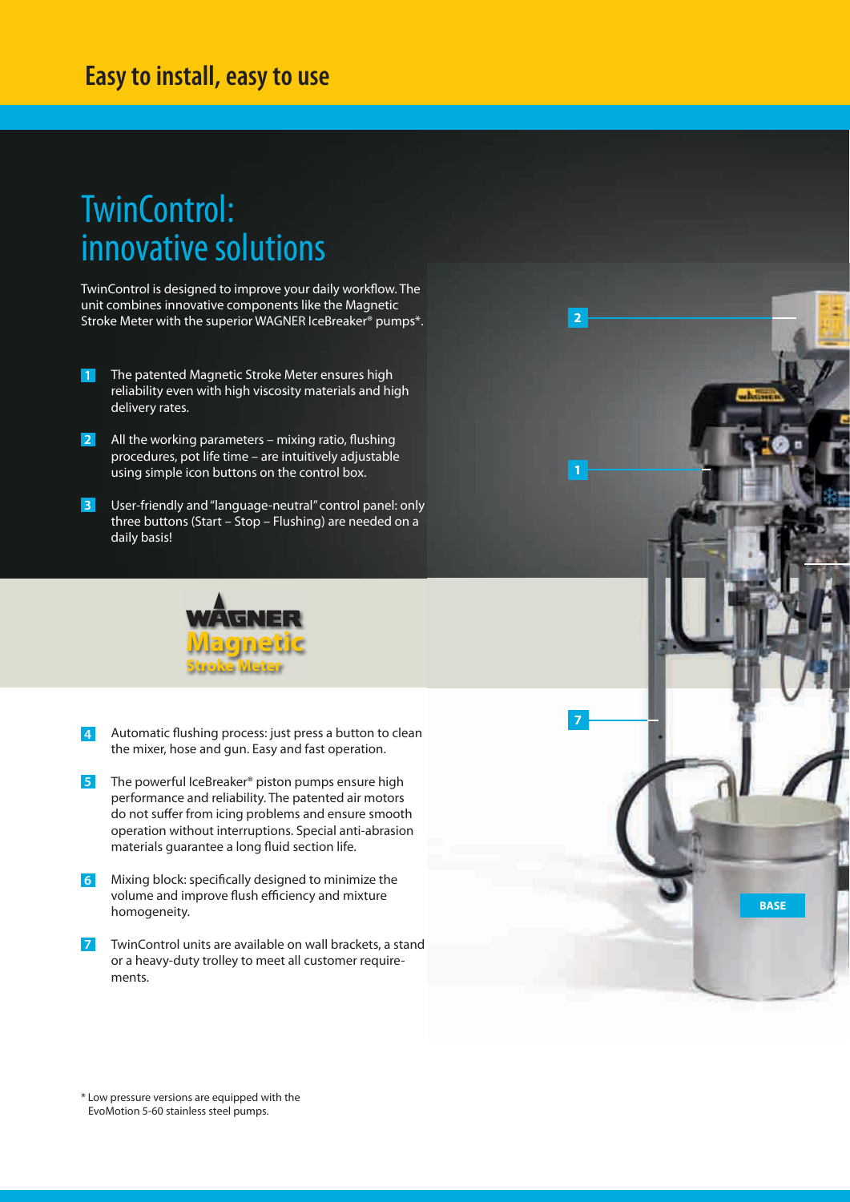## Easy to install, easy to use

# TwinControl: innovative solutions

TwinControl is designed to improve your daily workflow. The unit combines innovative components like the Magnetic Stroke Meter with the superior WAGNER IceBreaker® pumps*.

1. The patented Magnetic Stroke Meter ensures high reliability even with high viscosity materials and high delivery rates.
2. All the working parameters – mixing ratio, flushing procedures, pot life time – are intuitively adjustable using simple icon buttons on the control box.
3. User-friendly and "language-neutral" control panel: only three buttons (Start – Stop – Flushing) are needed on a daily basis!

WAGNER Magnetic Stroke Meter

4. Automatic flushing process: just press a button to clean the mixer, hose and gun. Easy and fast operation.
5. The powerful IceBreaker® piston pumps ensure high performance and reliability. The patented air motors do not suffer from icing problems and ensure smooth operation without interruptions. Special anti-abrasion materials guarantee a long fluid section life.
6. Mixing block: specifically designed to minimize the volume and improve flush efficiency and mixture homogeneity.
7. TwinControl units are available on wall brackets, a stand or a heavy-duty trolley to meet all customer requirements.

2

1

7

BASE

\* Low pressure versions are equipped with the EvoMotion 5-60 stainless steel pumps.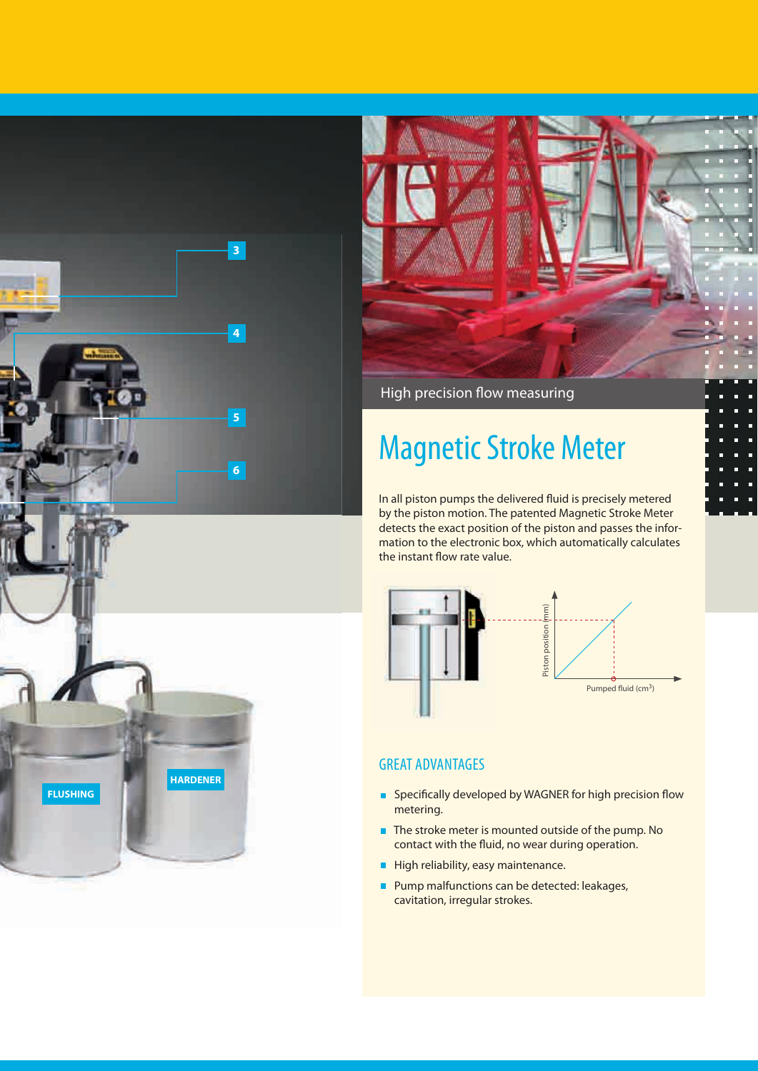High precision flow measuring

# Magnetic Stroke Meter

In all piston pumps the delivered fluid is precisely metered by the piston motion. The patented Magnetic Stroke Meter detects the exact position of the piston and passes the information to the electronic box, which automatically calculates the instant flow rate value.

Piston position (mm)

Pumped fluid ($cm^3$)

## GREAT ADVANTAGES

- Specifically developed by WAGNER for high precision flow metering.
- The stroke meter is mounted outside of the pump. No contact with the fluid, no wear during operation.
- High reliability, easy maintenance.
- Pump malfunctions can be detected: leakages, cavitation, irregular strokes.

3

4

5

6

FLUSHING

HARDENER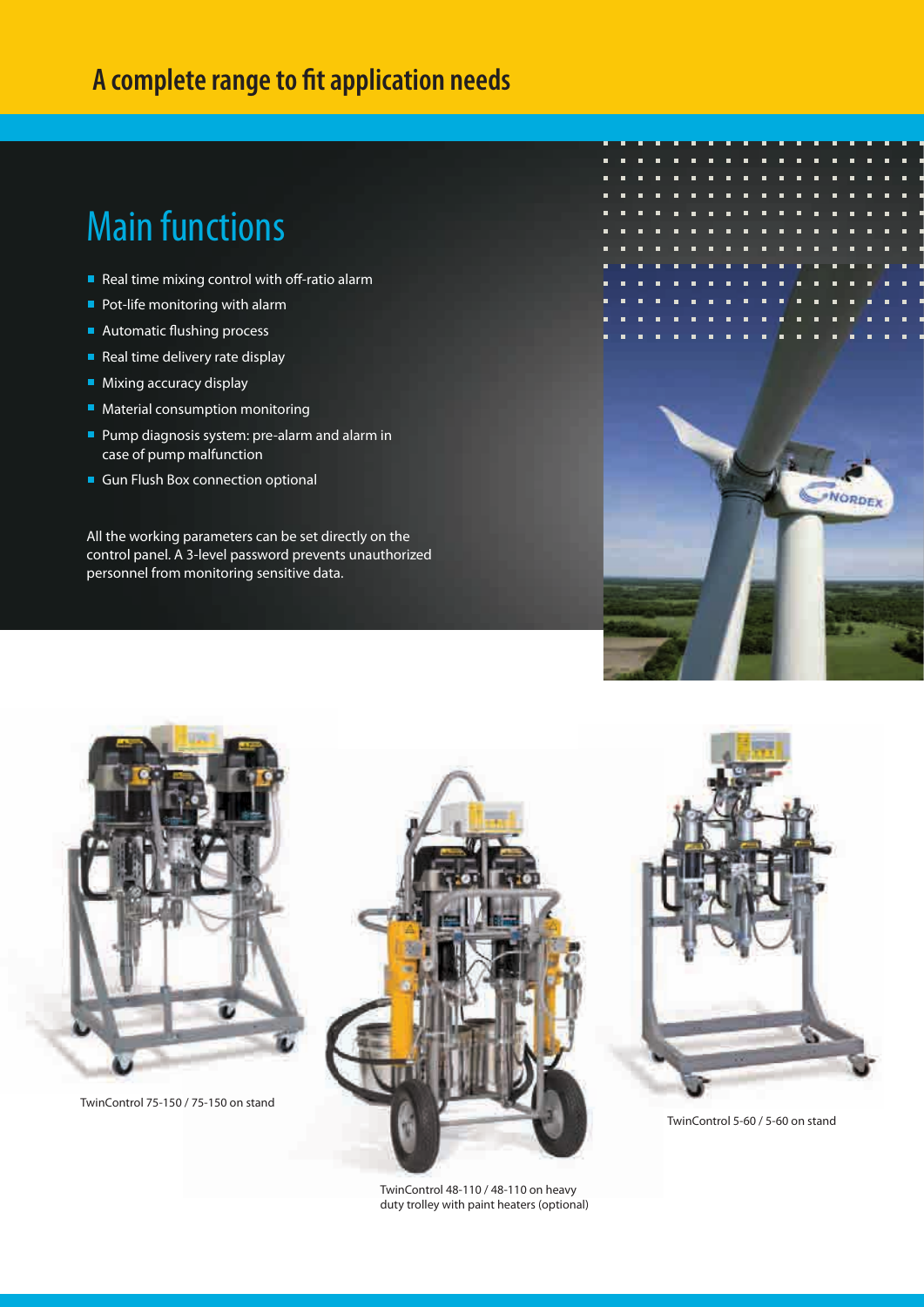# A complete range to fit application needs

## Main functions

- Real time mixing control with off-ratio alarm
- Pot-life monitoring with alarm
- Automatic flushing process
- Real time delivery rate display
- Mixing accuracy display
- Material consumption monitoring
- Pump diagnosis system: pre-alarm and alarm in case of pump malfunction
- Gun Flush Box connection optional

All the working parameters can be set directly on the control panel. A 3-level password prevents unauthorized personnel from monitoring sensitive data.

TwinControl 75-150 / 75-150 on stand

TwinControl 48-110 / 48-110 on heavy duty trolley with paint heaters (optional)

TwinControl 5-60 / 5-60 on stand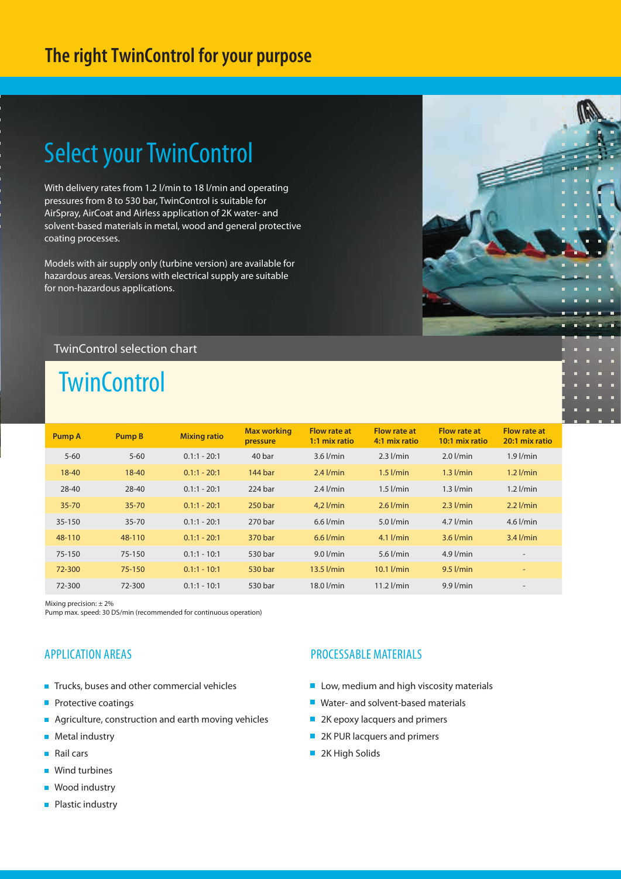# The right TwinControl for your purpose

## Select your TwinControl

With delivery rates from 1.2 l/min to 18 l/min and operating pressures from 8 to 530 bar, TwinControl is suitable for AirSpray, AirCoat and Airless application of 2K water- and solvent-based materials in metal, wood and general protective coating processes.

Models with air supply only (turbine version) are available for hazardous areas. Versions with electrical supply are suitable for non-hazardous applications.

TwinControl selection chart

## TwinControl

| Pump A | Pump B | Mixing ratio | Max working pressure | Flow rate at 1:1 mix ratio | Flow rate at 4:1 mix ratio | Flow rate at 10:1 mix ratio | Flow rate at 20:1 mix ratio |
|---|---|---|---|---|---|---|---|
| 5-60 | 5-60 | 0.1:1 - 20:1 | 40 bar | 3.6 l/min | 2.3 l/min | 2.0 l/min | 1.9 l/min |
| 18-40 | 18-40 | 0.1:1 - 20:1 | 144 bar | 2.4 l/min | 1.5 l/min | 1.3 l/min | 1.2 l/min |
| 28-40 | 28-40 | 0.1:1 - 20:1 | 224 bar | 2.4 l/min | 1.5 l/min | 1.3 l/min | 1.2 l/min |
| 35-70 | 35-70 | 0.1:1 - 20:1 | 250 bar | 4,2 l/min | 2.6 l/min | 2.3 l/min | 2.2 l/min |
| 35-150 | 35-70 | 0.1:1 - 20:1 | 270 bar | 6.6 l/min | 5.0 l/min | 4.7 l/min | 4.6 l/min |
| 48-110 | 48-110 | 0.1:1 - 20:1 | 370 bar | 6.6 l/min | 4.1 l/min | 3.6 l/min | 3.4 l/min |
| 75-150 | 75-150 | 0.1:1 - 10:1 | 530 bar | 9.0 l/min | 5.6 l/min | 4.9 l/min | - |
| 72-300 | 75-150 | 0.1:1 - 10:1 | 530 bar | 13.5 l/min | 10.1 l/min | 9.5 l/min | - |
| 72-300 | 72-300 | 0.1:1 - 10:1 | 530 bar | 18.0 l/min | 11.2 l/min | 9.9 l/min | - |

Mixing precision: ± 2%
Pump max. speed: 30 DS/min (recommended for continuous operation)

### APPLICATION AREAS

- Trucks, buses and other commercial vehicles
- Protective coatings
- Agriculture, construction and earth moving vehicles
- Metal industry
- Rail cars
- Wind turbines
- Wood industry
- Plastic industry

### PROCESSABLE MATERIALS

- Low, medium and high viscosity materials
- Water- and solvent-based materials
- 2K epoxy lacquers and primers
- 2K PUR lacquers and primers
- 2K High Solids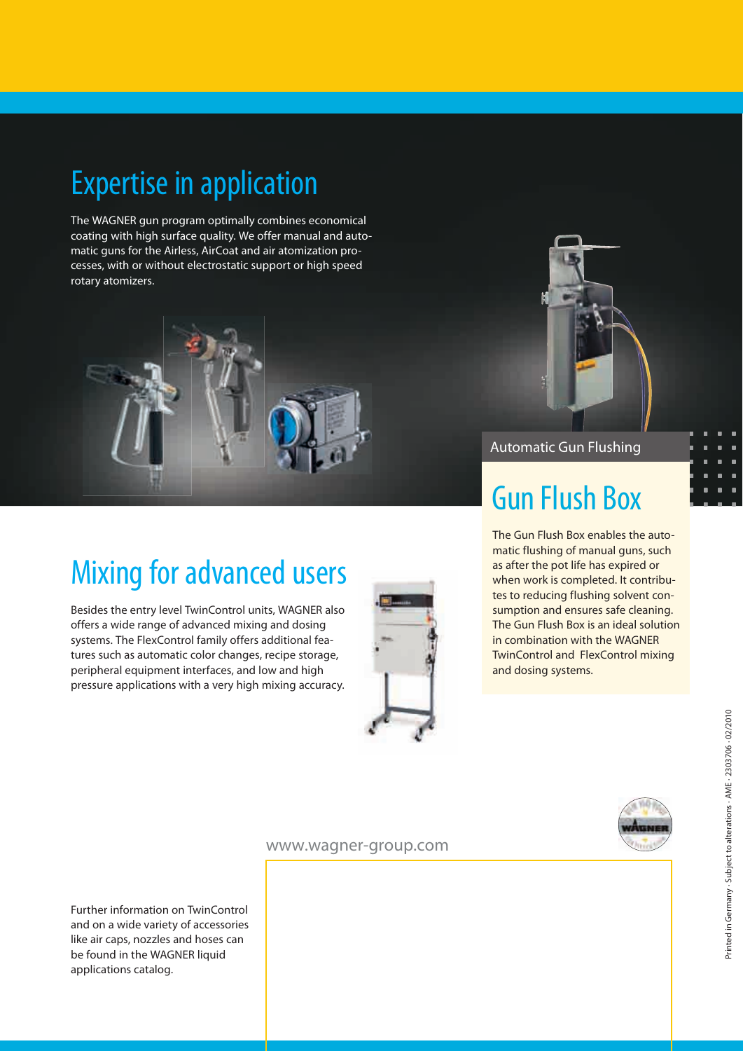## Expertise in application

The WAGNER gun program optimally combines economical coating with high surface quality. We offer manual and automatic guns for the Airless, AirCoat and air atomization processes, with or without electrostatic support or high speed rotary atomizers.

Automatic Gun Flushing

## Gun Flush Box

The Gun Flush Box enables the automatic flushing of manual guns, such as after the pot life has expired or when work is completed. It contributes to reducing flushing solvent consumption and ensures safe cleaning. The Gun Flush Box is an ideal solution in combination with the WAGNER TwinControl and FlexControl mixing and dosing systems.

## Mixing for advanced users

Besides the entry level TwinControl units, WAGNER also offers a wide range of advanced mixing and dosing systems. The FlexControl family offers additional features such as automatic color changes, recipe storage, peripheral equipment interfaces, and low and high pressure applications with a very high mixing accuracy.

www.wagner-group.com

Further information on TwinControl and on a wide variety of accessories like air caps, nozzles and hoses can be found in the WAGNER liquid applications catalog.

Printed in Germany · Subject to alterations · AME · 2303706 · 02/2010